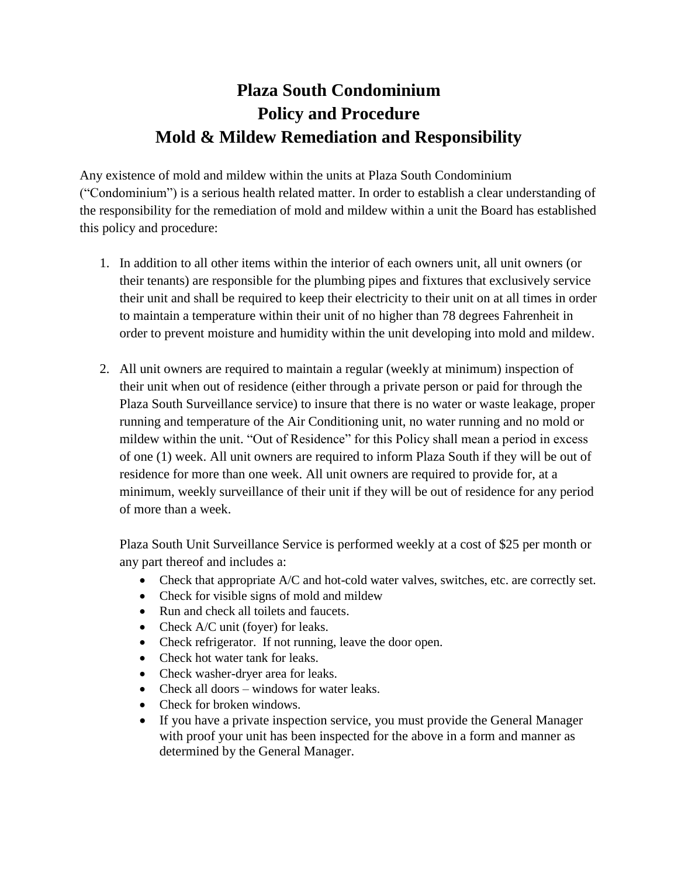# Plaza South Condominium
# Policy and Procedure
# Mold & Mildew Remediation and Responsibility

Any existence of mold and mildew within the units at Plaza South Condominium ("Condominium") is a serious health related matter. In order to establish a clear understanding of the responsibility for the remediation of mold and mildew within a unit the Board has established this policy and procedure:

1. In addition to all other items within the interior of each owners unit, all unit owners (or their tenants) are responsible for the plumbing pipes and fixtures that exclusively service their unit and shall be required to keep their electricity to their unit on at all times in order to maintain a temperature within their unit of no higher than 78 degrees Fahrenheit in order to prevent moisture and humidity within the unit developing into mold and mildew.

2. All unit owners are required to maintain a regular (weekly at minimum) inspection of their unit when out of residence (either through a private person or paid for through the Plaza South Surveillance service) to insure that there is no water or waste leakage, proper running and temperature of the Air Conditioning unit, no water running and no mold or mildew within the unit. "Out of Residence" for this Policy shall mean a period in excess of one (1) week. All unit owners are required to inform Plaza South if they will be out of residence for more than one week. All unit owners are required to provide for, at a minimum, weekly surveillance of their unit if they will be out of residence for any period of more than a week.

   Plaza South Unit Surveillance Service is performed weekly at a cost of $25 per month or any part thereof and includes a:

   - Check that appropriate A/C and hot-cold water valves, switches, etc. are correctly set.
   - Check for visible signs of mold and mildew
   - Run and check all toilets and faucets.
   - Check A/C unit (foyer) for leaks.
   - Check refrigerator. If not running, leave the door open.
   - Check hot water tank for leaks.
   - Check washer-dryer area for leaks.
   - Check all doors – windows for water leaks.
   - Check for broken windows.
   - If you have a private inspection service, you must provide the General Manager with proof your unit has been inspected for the above in a form and manner as determined by the General Manager.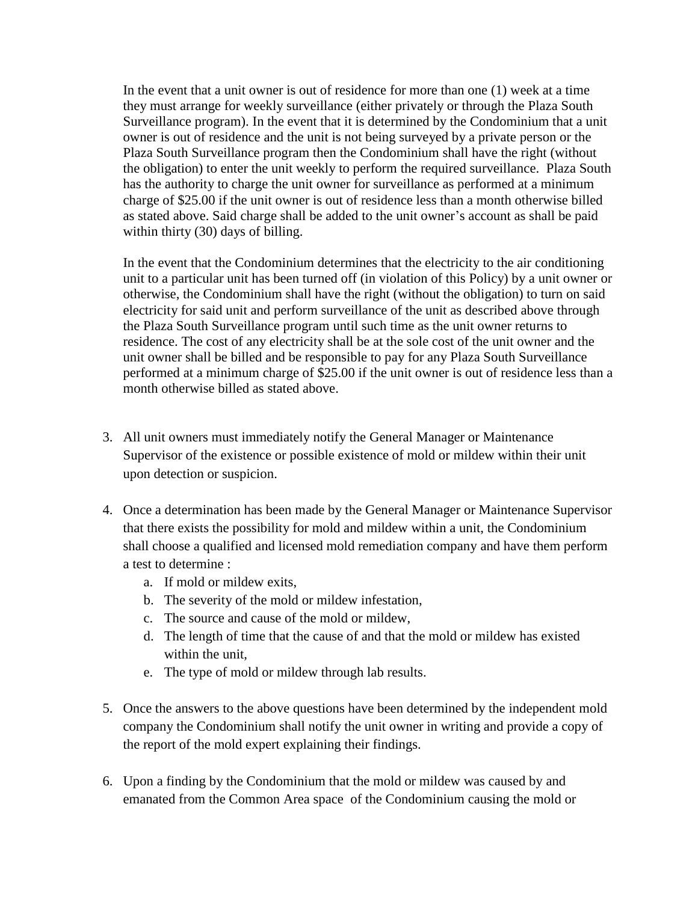In the event that a unit owner is out of residence for more than one (1) week at a time they must arrange for weekly surveillance (either privately or through the Plaza South Surveillance program). In the event that it is determined by the Condominium that a unit owner is out of residence and the unit is not being surveyed by a private person or the Plaza South Surveillance program then the Condominium shall have the right (without the obligation) to enter the unit weekly to perform the required surveillance. Plaza South has the authority to charge the unit owner for surveillance as performed at a minimum charge of $25.00 if the unit owner is out of residence less than a month otherwise billed as stated above. Said charge shall be added to the unit owner's account as shall be paid within thirty (30) days of billing.

In the event that the Condominium determines that the electricity to the air conditioning unit to a particular unit has been turned off (in violation of this Policy) by a unit owner or otherwise, the Condominium shall have the right (without the obligation) to turn on said electricity for said unit and perform surveillance of the unit as described above through the Plaza South Surveillance program until such time as the unit owner returns to residence. The cost of any electricity shall be at the sole cost of the unit owner and the unit owner shall be billed and be responsible to pay for any Plaza South Surveillance performed at a minimum charge of $25.00 if the unit owner is out of residence less than a month otherwise billed as stated above.

3. All unit owners must immediately notify the General Manager or Maintenance Supervisor of the existence or possible existence of mold or mildew within their unit upon detection or suspicion.

4. Once a determination has been made by the General Manager or Maintenance Supervisor that there exists the possibility for mold and mildew within a unit, the Condominium shall choose a qualified and licensed mold remediation company and have them perform a test to determine :
   a. If mold or mildew exits,
   b. The severity of the mold or mildew infestation,
   c. The source and cause of the mold or mildew,
   d. The length of time that the cause of and that the mold or mildew has existed within the unit,
   e. The type of mold or mildew through lab results.

5. Once the answers to the above questions have been determined by the independent mold company the Condominium shall notify the unit owner in writing and provide a copy of the report of the mold expert explaining their findings.

6. Upon a finding by the Condominium that the mold or mildew was caused by and emanated from the Common Area space of the Condominium causing the mold or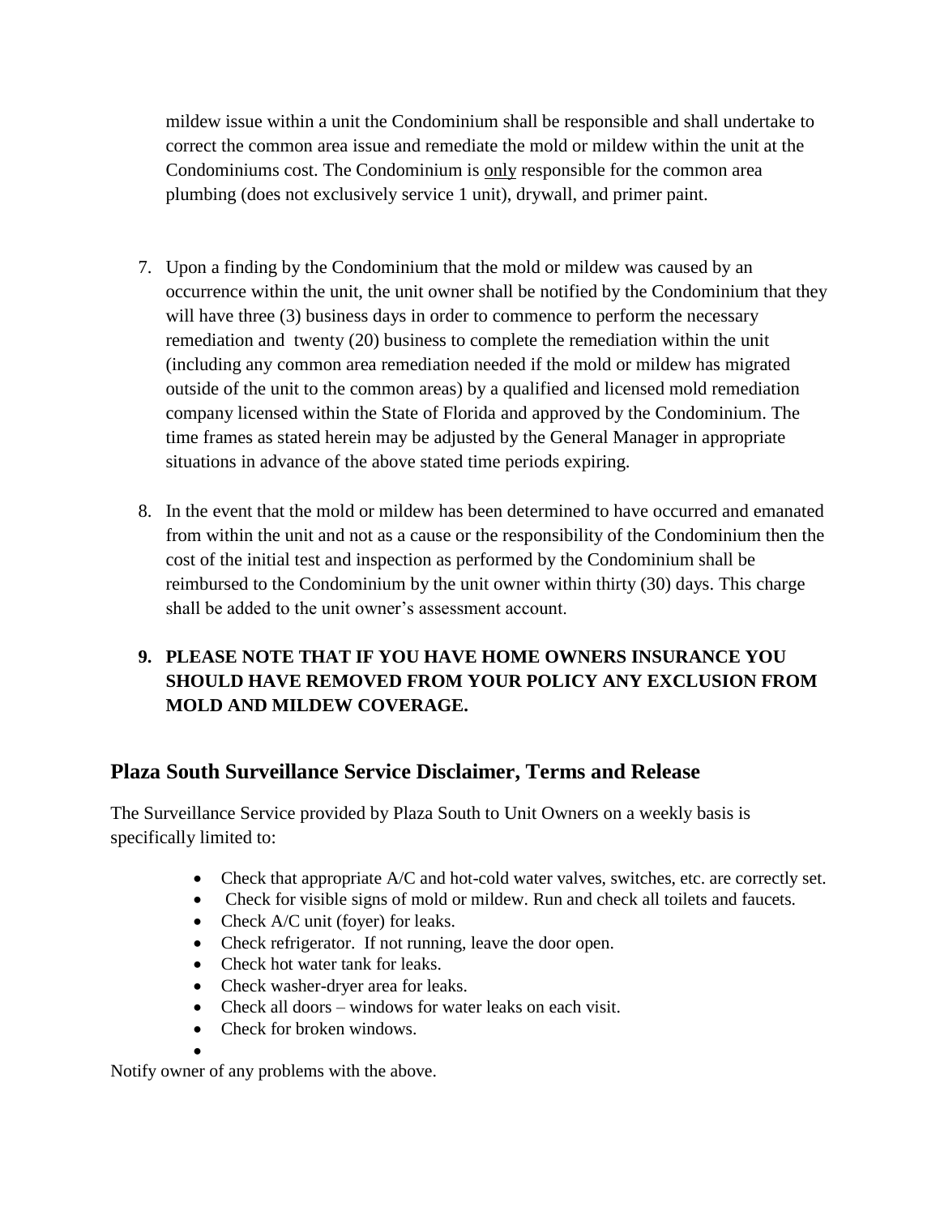mildew issue within a unit the Condominium shall be responsible and shall undertake to correct the common area issue and remediate the mold or mildew within the unit at the Condominiums cost. The Condominium is <u>only</u> responsible for the common area plumbing (does not exclusively service 1 unit), drywall, and primer paint.

7. Upon a finding by the Condominium that the mold or mildew was caused by an occurrence within the unit, the unit owner shall be notified by the Condominium that they will have three (3) business days in order to commence to perform the necessary remediation and twenty (20) business to complete the remediation within the unit (including any common area remediation needed if the mold or mildew has migrated outside of the unit to the common areas) by a qualified and licensed mold remediation company licensed within the State of Florida and approved by the Condominium. The time frames as stated herein may be adjusted by the General Manager in appropriate situations in advance of the above stated time periods expiring.

8. In the event that the mold or mildew has been determined to have occurred and emanated from within the unit and not as a cause or the responsibility of the Condominium then the cost of the initial test and inspection as performed by the Condominium shall be reimbursed to the Condominium by the unit owner within thirty (30) days. This charge shall be added to the unit owner's assessment account.

9. **PLEASE NOTE THAT IF YOU HAVE HOME OWNERS INSURANCE YOU SHOULD HAVE REMOVED FROM YOUR POLICY ANY EXCLUSION FROM MOLD AND MILDEW COVERAGE.**

## Plaza South Surveillance Service Disclaimer, Terms and Release

The Surveillance Service provided by Plaza South to Unit Owners on a weekly basis is specifically limited to:

- Check that appropriate A/C and hot-cold water valves, switches, etc. are correctly set.
- Check for visible signs of mold or mildew. Run and check all toilets and faucets.
- Check A/C unit (foyer) for leaks.
- Check refrigerator. If not running, leave the door open.
- Check hot water tank for leaks.
- Check washer-dryer area for leaks.
- Check all doors – windows for water leaks on each visit.
- Check for broken windows.

Notify owner of any problems with the above.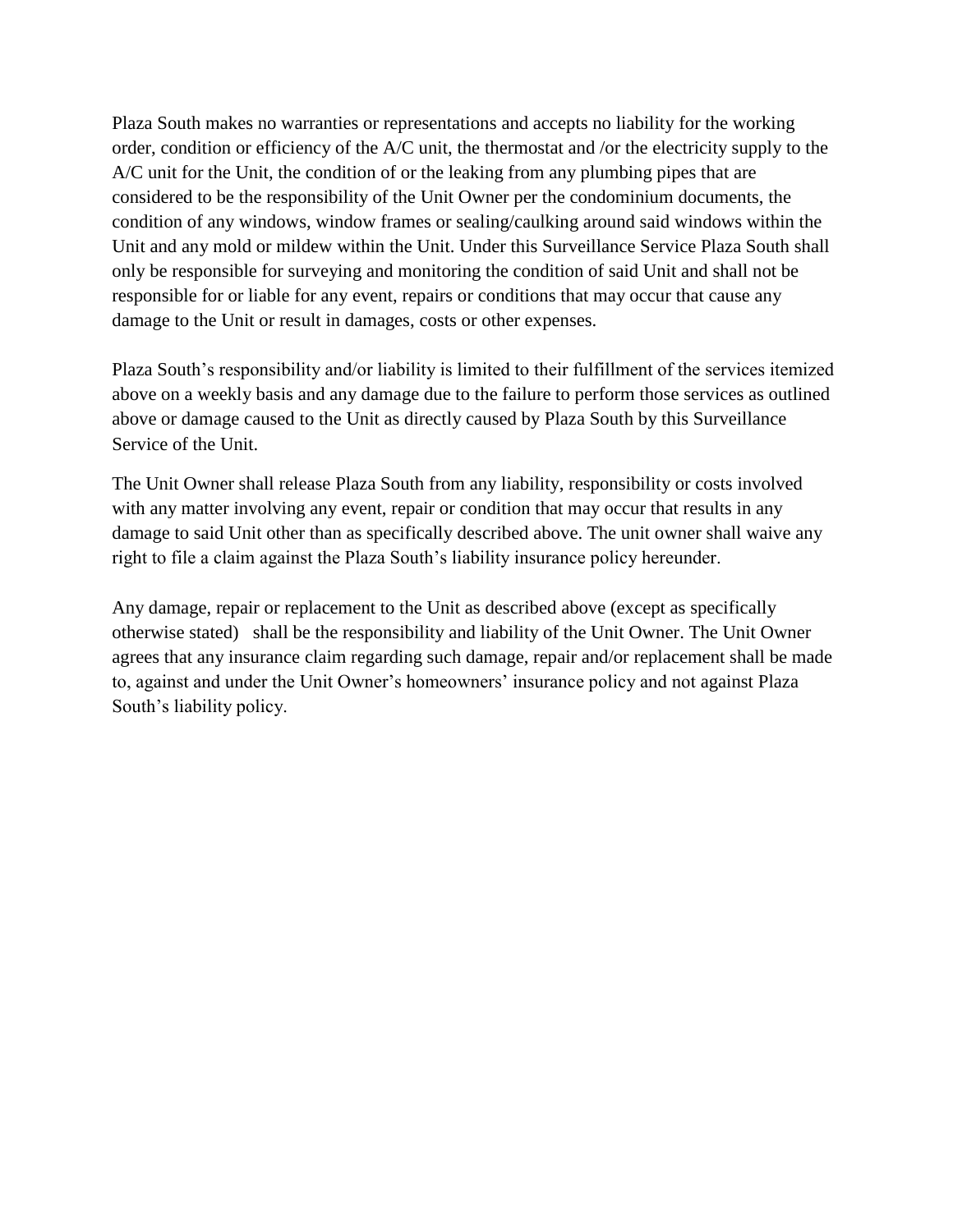Plaza South makes no warranties or representations and accepts no liability for the working order, condition or efficiency of the A/C unit, the thermostat and /or the electricity supply to the A/C unit for the Unit, the condition of or the leaking from any plumbing pipes that are considered to be the responsibility of the Unit Owner per the condominium documents, the condition of any windows, window frames or sealing/caulking around said windows within the Unit and any mold or mildew within the Unit. Under this Surveillance Service Plaza South shall only be responsible for surveying and monitoring the condition of said Unit and shall not be responsible for or liable for any event, repairs or conditions that may occur that cause any damage to the Unit or result in damages, costs or other expenses.

Plaza South's responsibility and/or liability is limited to their fulfillment of the services itemized above on a weekly basis and any damage due to the failure to perform those services as outlined above or damage caused to the Unit as directly caused by Plaza South by this Surveillance Service of the Unit.

The Unit Owner shall release Plaza South from any liability, responsibility or costs involved with any matter involving any event, repair or condition that may occur that results in any damage to said Unit other than as specifically described above. The unit owner shall waive any right to file a claim against the Plaza South's liability insurance policy hereunder.

Any damage, repair or replacement to the Unit as described above (except as specifically otherwise stated) shall be the responsibility and liability of the Unit Owner. The Unit Owner agrees that any insurance claim regarding such damage, repair and/or replacement shall be made to, against and under the Unit Owner's homeowners' insurance policy and not against Plaza South's liability policy.